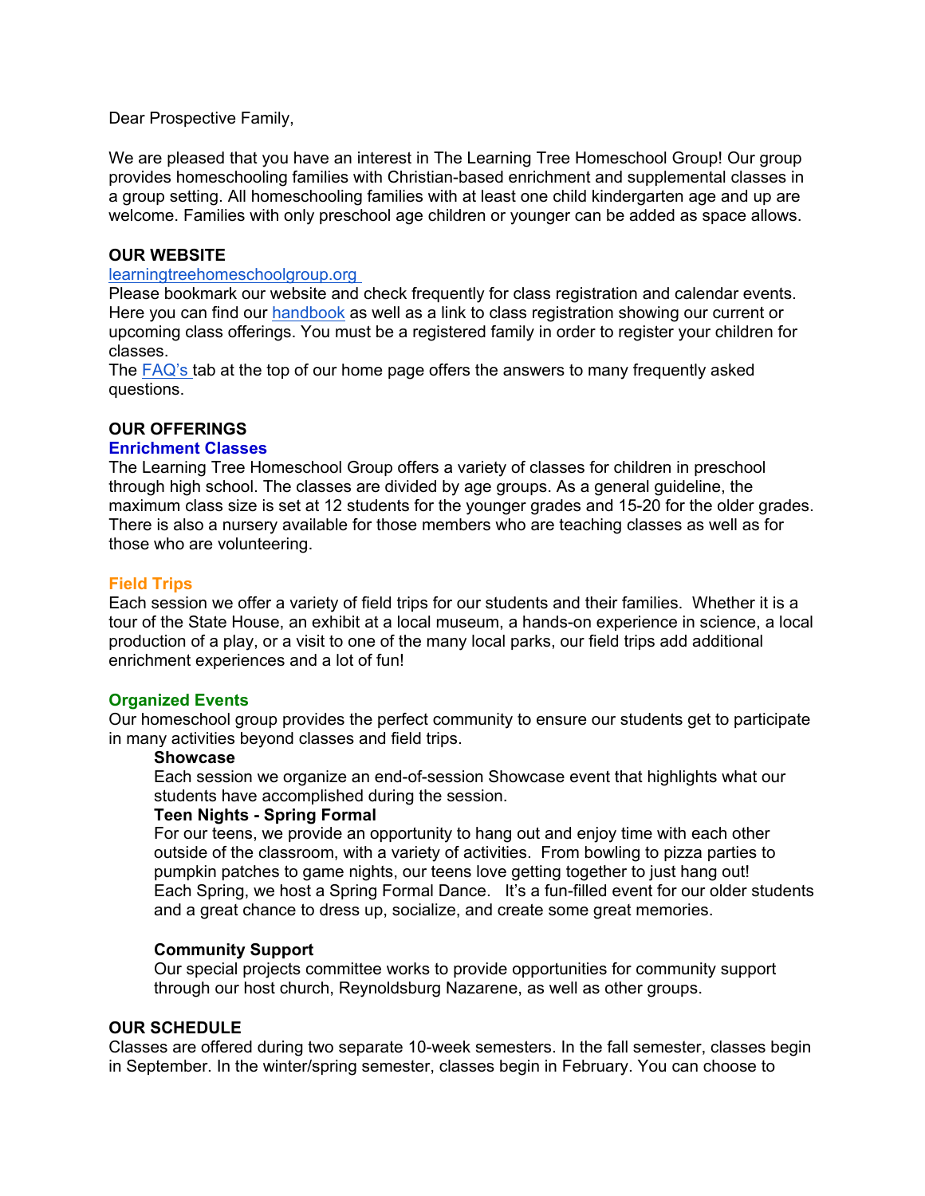Dear Prospective Family,

We are pleased that you have an interest in The Learning Tree Homeschool Group! Our group provides homeschooling families with Christian-based enrichment and supplemental classes in a group setting. All homeschooling families with at least one child kindergarten age and up are welcome. Families with only preschool age children or younger can be added as space allows.

## OUR WEBSITE

learningtreehomeschoolgroup.org

Please bookmark our website and check frequently for class registration and calendar events. Here you can find our handbook as well as a link to class registration showing our current or upcoming class offerings. You must be a registered family in order to register your children for classes.

The FAQ's tab at the top of our home page offers the answers to many frequently asked questions.

## OUR OFFERINGS

### Enrichment Classes

The Learning Tree Homeschool Group offers a variety of classes for children in preschool through high school. The classes are divided by age groups. As a general guideline, the maximum class size is set at 12 students for the younger grades and 15-20 for the older grades. There is also a nursery available for those members who are teaching classes as well as for those who are volunteering.

### Field Trips

Each session we offer a variety of field trips for our students and their families. Whether it is a tour of the State House, an exhibit at a local museum, a hands-on experience in science, a local production of a play, or a visit to one of the many local parks, our field trips add additional enrichment experiences and a lot of fun!

### Organized Events

Our homeschool group provides the perfect community to ensure our students get to participate in many activities beyond classes and field trips.

**Showcase**

Each session we organize an end-of-session Showcase event that highlights what our students have accomplished during the session.

**Teen Nights - Spring Formal**

For our teens, we provide an opportunity to hang out and enjoy time with each other outside of the classroom, with a variety of activities. From bowling to pizza parties to pumpkin patches to game nights, our teens love getting together to just hang out! Each Spring, we host a Spring Formal Dance. It's a fun-filled event for our older students and a great chance to dress up, socialize, and create some great memories.

**Community Support**

Our special projects committee works to provide opportunities for community support through our host church, Reynoldsburg Nazarene, as well as other groups.

## OUR SCHEDULE

Classes are offered during two separate 10-week semesters. In the fall semester, classes begin in September. In the winter/spring semester, classes begin in February. You can choose to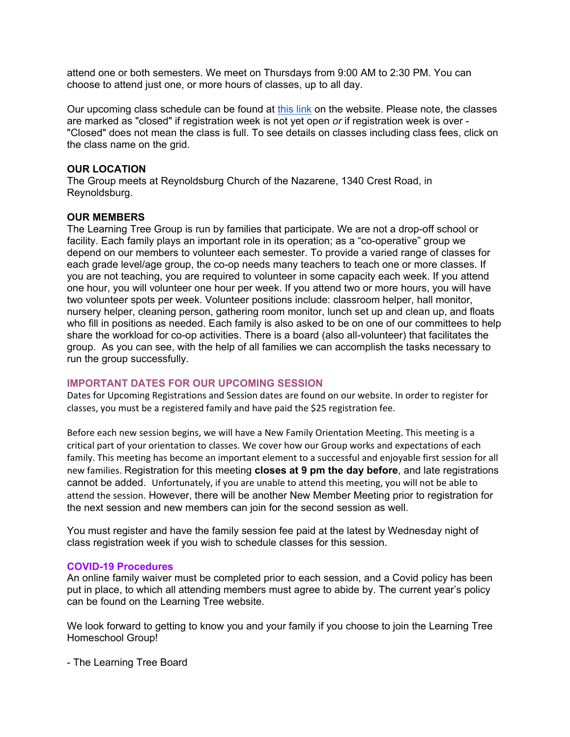attend one or both semesters. We meet on Thursdays from 9:00 AM to 2:30 PM. You can choose to attend just one, or more hours of classes, up to all day.

Our upcoming class schedule can be found at this link on the website. Please note, the classes are marked as "closed" if registration week is not yet open *or* if registration week is over - "Closed" does not mean the class is full. To see details on classes including class fees, click on the class name on the grid.

**OUR LOCATION**
The Group meets at Reynoldsburg Church of the Nazarene, 1340 Crest Road, in Reynoldsburg.

**OUR MEMBERS**
The Learning Tree Group is run by families that participate. We are not a drop-off school or facility. Each family plays an important role in its operation; as a "co-operative" group we depend on our members to volunteer each semester. To provide a varied range of classes for each grade level/age group, the co-op needs many teachers to teach one or more classes. If you are not teaching, you are required to volunteer in some capacity each week. If you attend one hour, you will volunteer one hour per week. If you attend two or more hours, you will have two volunteer spots per week. Volunteer positions include: classroom helper, hall monitor, nursery helper, cleaning person, gathering room monitor, lunch set up and clean up, and floats who fill in positions as needed. Each family is also asked to be on one of our committees to help share the workload for co-op activities. There is a board (also all-volunteer) that facilitates the group. As you can see, with the help of all families we can accomplish the tasks necessary to run the group successfully.

## IMPORTANT DATES FOR OUR UPCOMING SESSION

Dates for Upcoming Registrations and Session dates are found on our website. In order to register for classes, you must be a registered family and have paid the $25 registration fee.

Before each new session begins, we will have a New Family Orientation Meeting. This meeting is a critical part of your orientation to classes. We cover how our Group works and expectations of each family. This meeting has become an important element to a successful and enjoyable first session for all new families. Registration for this meeting **closes at 9 pm the day before**, and late registrations cannot be added. Unfortunately, if you are unable to attend this meeting, you will not be able to attend the session. However, there will be another New Member Meeting prior to registration for the next session and new members can join for the second session as well.

You must register and have the family session fee paid at the latest by Wednesday night of class registration week if you wish to schedule classes for this session.

## COVID-19 Procedures

An online family waiver must be completed prior to each session, and a Covid policy has been put in place, to which all attending members must agree to abide by. The current year's policy can be found on the Learning Tree website.

We look forward to getting to know you and your family if you choose to join the Learning Tree Homeschool Group!

- The Learning Tree Board